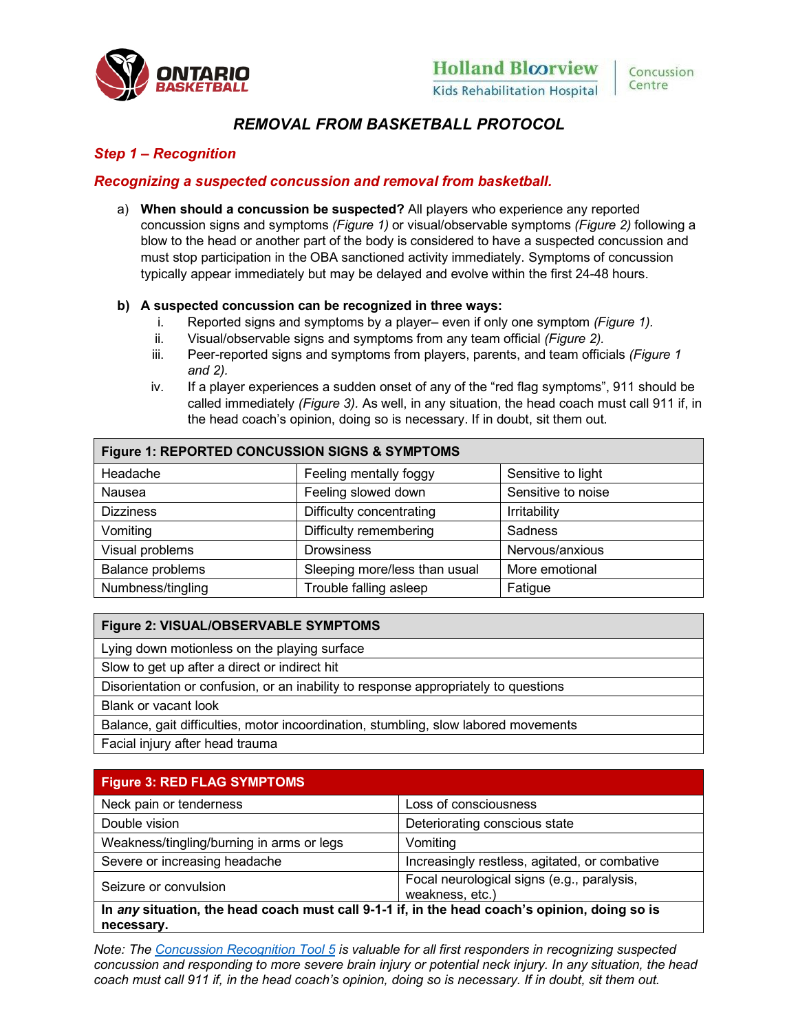# *REMOVAL FROM BASKETBALL PROTOCOL*

## *Step 1 – Recognition*

### *Recognizing a suspected concussion and removal from basketball.*

a) **When should a concussion be suspected?** All players who experience any reported concussion signs and symptoms *(Figure 1)* or visual/observable symptoms *(Figure 2)* following a blow to the head or another part of the body is considered to have a suspected concussion and must stop participation in the OBA sanctioned activity immediately. Symptoms of concussion typically appear immediately but may be delayed and evolve within the first 24-48 hours.

b) **A suspected concussion can be recognized in three ways:**

   i. Reported signs and symptoms by a player– even if only one symptom *(Figure 1).*

   ii. Visual/observable signs and symptoms from any team official *(Figure 2).*

   iii. Peer-reported signs and symptoms from players, parents, and team officials *(Figure 1 and 2).*

   iv. If a player experiences a sudden onset of any of the "red flag symptoms", 911 should be called immediately *(Figure 3).* As well, in any situation, the head coach must call 911 if, in the head coach's opinion, doing so is necessary. If in doubt, sit them out.

| **Figure 1: REPORTED CONCUSSION SIGNS & SYMPTOMS** | | |
|---|---|---|
| Headache | Feeling mentally foggy | Sensitive to light |
| Nausea | Feeling slowed down | Sensitive to noise |
| Dizziness | Difficulty concentrating | Irritability |
| Vomiting | Difficulty remembering | Sadness |
| Visual problems | Drowsiness | Nervous/anxious |
| Balance problems | Sleeping more/less than usual | More emotional |
| Numbness/tingling | Trouble falling asleep | Fatigue |

| **Figure 2: VISUAL/OBSERVABLE SYMPTOMS** |
|---|
| Lying down motionless on the playing surface |
| Slow to get up after a direct or indirect hit |
| Disorientation or confusion, or an inability to response appropriately to questions |
| Blank or vacant look |
| Balance, gait difficulties, motor incoordination, stumbling, slow labored movements |
| Facial injury after head trauma |

| **Figure 3: RED FLAG SYMPTOMS** | |
|---|---|
| Neck pain or tenderness | Loss of consciousness |
| Double vision | Deteriorating conscious state |
| Weakness/tingling/burning in arms or legs | Vomiting |
| Severe or increasing headache | Increasingly restless, agitated, or combative |
| Seizure or convulsion | Focal neurological signs (e.g., paralysis, weakness, etc.) |
| **In *any* situation, the head coach must call 9-1-1 if, in the head coach's opinion, doing so is necessary.** | |

*Note: The Concussion Recognition Tool 5 is valuable for all first responders in recognizing suspected concussion and responding to more severe brain injury or potential neck injury. In any situation, the head coach must call 911 if, in the head coach's opinion, doing so is necessary. If in doubt, sit them out.*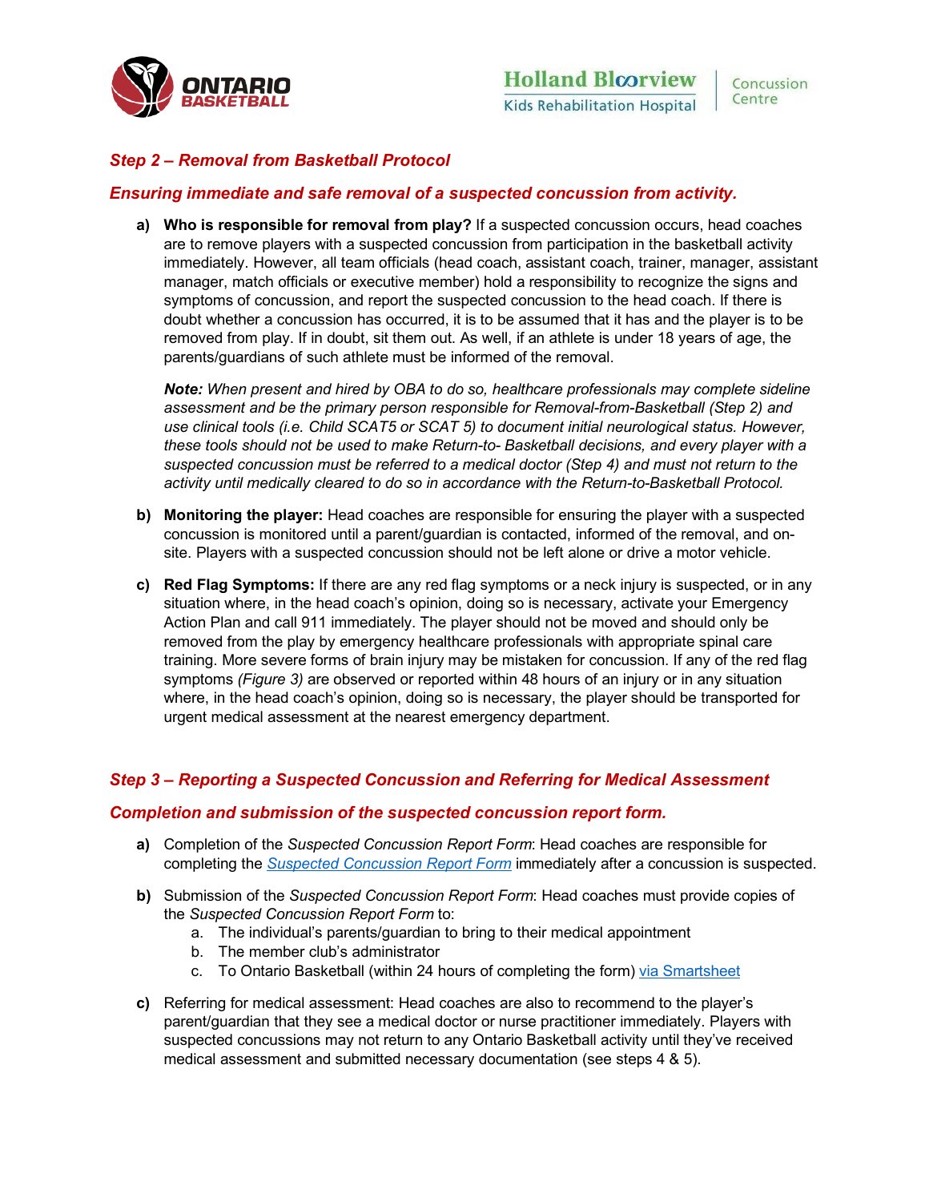## *Step 2 – Removal from Basketball Protocol*

### *Ensuring immediate and safe removal of a suspected concussion from activity.*

**a) Who is responsible for removal from play?** If a suspected concussion occurs, head coaches are to remove players with a suspected concussion from participation in the basketball activity immediately. However, all team officials (head coach, assistant coach, trainer, manager, assistant manager, match officials or executive member) hold a responsibility to recognize the signs and symptoms of concussion, and report the suspected concussion to the head coach. If there is doubt whether a concussion has occurred, it is to be assumed that it has and the player is to be removed from play. If in doubt, sit them out. As well, if an athlete is under 18 years of age, the parents/guardians of such athlete must be informed of the removal.

   ***Note:*** *When present and hired by OBA to do so, healthcare professionals may complete sideline assessment and be the primary person responsible for Removal-from-Basketball (Step 2) and use clinical tools (i.e. Child SCAT5 or SCAT 5) to document initial neurological status. However, these tools should not be used to make Return-to- Basketball decisions, and every player with a suspected concussion must be referred to a medical doctor (Step 4) and must not return to the activity until medically cleared to do so in accordance with the Return-to-Basketball Protocol.*

**b) Monitoring the player:** Head coaches are responsible for ensuring the player with a suspected concussion is monitored until a parent/guardian is contacted, informed of the removal, and on-site. Players with a suspected concussion should not be left alone or drive a motor vehicle.

**c) Red Flag Symptoms:** If there are any red flag symptoms or a neck injury is suspected, or in any situation where, in the head coach's opinion, doing so is necessary, activate your Emergency Action Plan and call 911 immediately. The player should not be moved and should only be removed from the play by emergency healthcare professionals with appropriate spinal care training. More severe forms of brain injury may be mistaken for concussion. If any of the red flag symptoms *(Figure 3)* are observed or reported within 48 hours of an injury or in any situation where, in the head coach's opinion, doing so is necessary, the player should be transported for urgent medical assessment at the nearest emergency department.

## *Step 3 – Reporting a Suspected Concussion and Referring for Medical Assessment*

### *Completion and submission of the suspected concussion report form.*

**a)** Completion of the *Suspected Concussion Report Form*: Head coaches are responsible for completing the *Suspected Concussion Report Form* immediately after a concussion is suspected.

**b)** Submission of the *Suspected Concussion Report Form*: Head coaches must provide copies of the *Suspected Concussion Report Form* to:
   a. The individual's parents/guardian to bring to their medical appointment
   b. The member club's administrator
   c. To Ontario Basketball (within 24 hours of completing the form) via Smartsheet

**c)** Referring for medical assessment: Head coaches are also to recommend to the player's parent/guardian that they see a medical doctor or nurse practitioner immediately. Players with suspected concussions may not return to any Ontario Basketball activity until they've received medical assessment and submitted necessary documentation (see steps 4 & 5).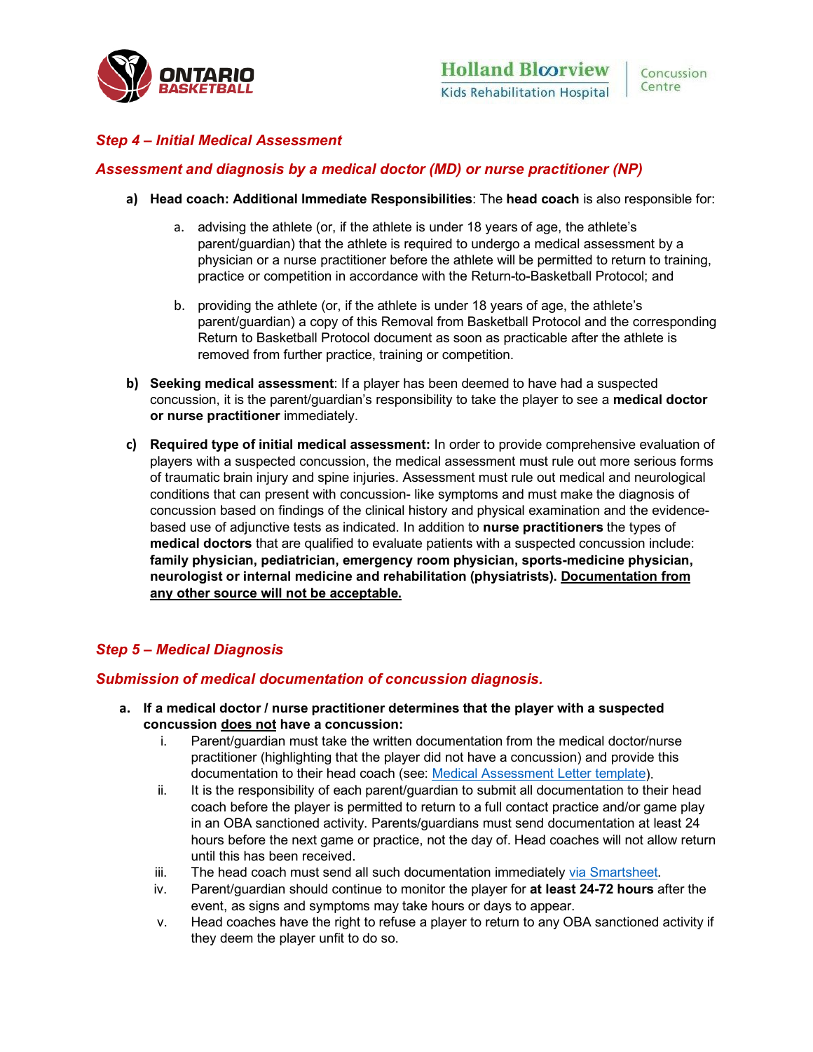### *Step 4 – Initial Medical Assessment*

### *Assessment and diagnosis by a medical doctor (MD) or nurse practitioner (NP)*

**a) Head coach: Additional Immediate Responsibilities**: The **head coach** is also responsible for:

   a. advising the athlete (or, if the athlete is under 18 years of age, the athlete's parent/guardian) that the athlete is required to undergo a medical assessment by a physician or a nurse practitioner before the athlete will be permitted to return to training, practice or competition in accordance with the Return-to-Basketball Protocol; and

   b. providing the athlete (or, if the athlete is under 18 years of age, the athlete's parent/guardian) a copy of this Removal from Basketball Protocol and the corresponding Return to Basketball Protocol document as soon as practicable after the athlete is removed from further practice, training or competition.

**b) Seeking medical assessment**: If a player has been deemed to have had a suspected concussion, it is the parent/guardian's responsibility to take the player to see a **medical doctor or nurse practitioner** immediately.

**c) Required type of initial medical assessment:** In order to provide comprehensive evaluation of players with a suspected concussion, the medical assessment must rule out more serious forms of traumatic brain injury and spine injuries. Assessment must rule out medical and neurological conditions that can present with concussion- like symptoms and must make the diagnosis of concussion based on findings of the clinical history and physical examination and the evidence-based use of adjunctive tests as indicated. In addition to **nurse practitioners** the types of **medical doctors** that are qualified to evaluate patients with a suspected concussion include: **family physician, pediatrician, emergency room physician, sports-medicine physician, neurologist or internal medicine and rehabilitation (physiatrists). <u>Documentation from any other source will not be acceptable.</u>**

### *Step 5 – Medical Diagnosis*

### *Submission of medical documentation of concussion diagnosis.*

**a. If a medical doctor / nurse practitioner determines that the player with a suspected concussion <u>does not</u> have a concussion:**

   i. Parent/guardian must take the written documentation from the medical doctor/nurse practitioner (highlighting that the player did not have a concussion) and provide this documentation to their head coach (see: Medical Assessment Letter template).

   ii. It is the responsibility of each parent/guardian to submit all documentation to their head coach before the player is permitted to return to a full contact practice and/or game play in an OBA sanctioned activity. Parents/guardians must send documentation at least 24 hours before the next game or practice, not the day of. Head coaches will not allow return until this has been received.

   iii. The head coach must send all such documentation immediately via Smartsheet.

   iv. Parent/guardian should continue to monitor the player for **at least 24-72 hours** after the event, as signs and symptoms may take hours or days to appear.

   v. Head coaches have the right to refuse a player to return to any OBA sanctioned activity if they deem the player unfit to do so.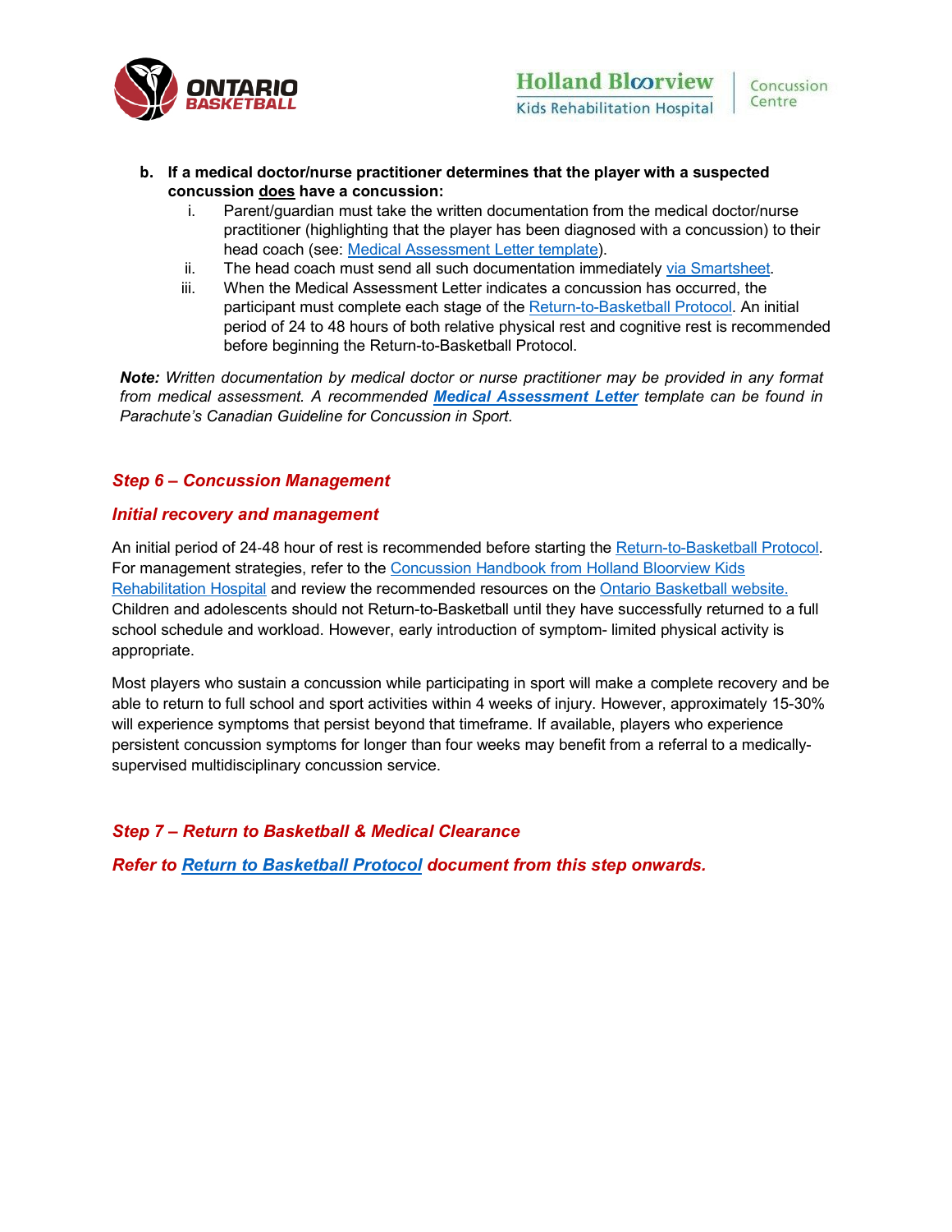b. **If a medical doctor/nurse practitioner determines that the player with a suspected concussion <u>does</u> have a concussion:**

   i. Parent/guardian must take the written documentation from the medical doctor/nurse practitioner (highlighting that the player has been diagnosed with a concussion) to their head coach (see: Medical Assessment Letter template).

   ii. The head coach must send all such documentation immediately via Smartsheet.

   iii. When the Medical Assessment Letter indicates a concussion has occurred, the participant must complete each stage of the Return-to-Basketball Protocol. An initial period of 24 to 48 hours of both relative physical rest and cognitive rest is recommended before beginning the Return-to-Basketball Protocol.

***Note:*** *Written documentation by medical doctor or nurse practitioner may be provided in any format from medical assessment. A recommended* ***Medical Assessment Letter*** *template can be found in Parachute's Canadian Guideline for Concussion in Sport.*

## *Step 6 – Concussion Management*

### *Initial recovery and management*

An initial period of 24-48 hour of rest is recommended before starting the Return-to-Basketball Protocol. For management strategies, refer to the Concussion Handbook from Holland Bloorview Kids Rehabilitation Hospital and review the recommended resources on the Ontario Basketball website. Children and adolescents should not Return-to-Basketball until they have successfully returned to a full school schedule and workload. However, early introduction of symptom- limited physical activity is appropriate.

Most players who sustain a concussion while participating in sport will make a complete recovery and be able to return to full school and sport activities within 4 weeks of injury. However, approximately 15-30% will experience symptoms that persist beyond that timeframe. If available, players who experience persistent concussion symptoms for longer than four weeks may benefit from a referral to a medically-supervised multidisciplinary concussion service.

## *Step 7 – Return to Basketball & Medical Clearance*

***Refer to Return to Basketball Protocol document from this step onwards.***